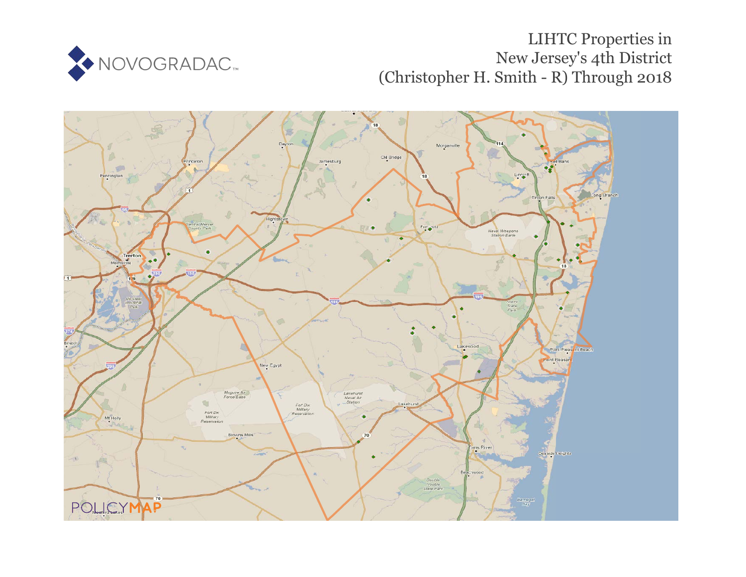NOVOGRADAC

# LIHTC Properties in New Jersey's 4th District (Christopher H. Smith - R) Through 2018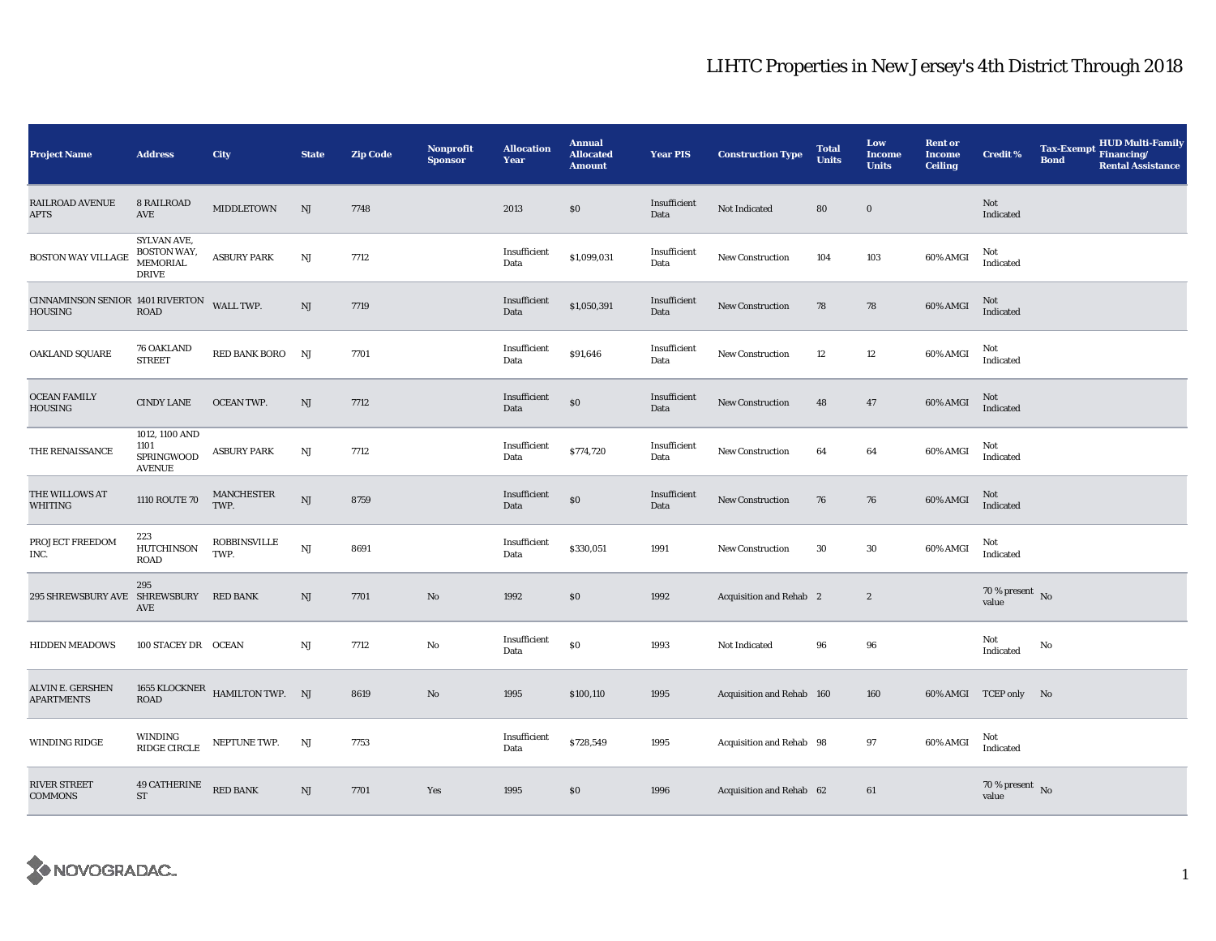# LIHTC Properties in New Jersey's 4th District Through 2018

| Project Name | Address | City | State | Zip Code | Nonprofit Sponsor | Allocation Year | Annual Allocated Amount | Year PIS | Construction Type | Total Units | Low Income Units | Rent or Income Ceiling | Credit % | Tax-Exempt Bond | HUD Multi-Family Financing/ Rental Assistance |
|---|---|---|---|---|---|---|---|---|---|---|---|---|---|---|---|
| RAILROAD AVENUE APTS | 8 RAILROAD AVE | MIDDLETOWN | NJ | 7748 | | 2013 | $0 | Insufficient Data | Not Indicated | 80 | 0 | | Not Indicated | | |
| BOSTON WAY VILLAGE | SYLVAN AVE, BOSTON WAY, MEMORIAL DRIVE | ASBURY PARK | NJ | 7712 | | Insufficient Data | $1,099,031 | Insufficient Data | New Construction | 104 | 103 | 60% AMGI | Not Indicated | | |
| CINNAMINSON SENIOR HOUSING | 1401 RIVERTON ROAD | WALL TWP. | NJ | 7719 | | Insufficient Data | $1,050,391 | Insufficient Data | New Construction | 78 | 78 | 60% AMGI | Not Indicated | | |
| OAKLAND SQUARE | 76 OAKLAND STREET | RED BANK BORO | NJ | 7701 | | Insufficient Data | $91,646 | Insufficient Data | New Construction | 12 | 12 | 60% AMGI | Not Indicated | | |
| OCEAN FAMILY HOUSING | CINDY LANE | OCEAN TWP. | NJ | 7712 | | Insufficient Data | $0 | Insufficient Data | New Construction | 48 | 47 | 60% AMGI | Not Indicated | | |
| THE RENAISSANCE | 1012, 1100 AND 1101 SPRINGWOOD AVENUE | ASBURY PARK | NJ | 7712 | | Insufficient Data | $774,720 | Insufficient Data | New Construction | 64 | 64 | 60% AMGI | Not Indicated | | |
| THE WILLOWS AT WHITING | 1110 ROUTE 70 | MANCHESTER TWP. | NJ | 8759 | | Insufficient Data | $0 | Insufficient Data | New Construction | 76 | 76 | 60% AMGI | Not Indicated | | |
| PROJECT FREEDOM INC. | 223 HUTCHINSON ROAD | ROBBINSVILLE TWP. | NJ | 8691 | | Insufficient Data | $330,051 | 1991 | New Construction | 30 | 30 | 60% AMGI | Not Indicated | | |
| 295 SHREWSBURY AVE | 295 SHREWSBURY AVE | RED BANK | NJ | 7701 | No | 1992 | $0 | 1992 | Acquisition and Rehab | 2 | 2 | | 70 % present value | No | |
| HIDDEN MEADOWS | 100 STACEY DR | OCEAN | NJ | 7712 | No | Insufficient Data | $0 | 1993 | Not Indicated | 96 | 96 | | Not Indicated | No | |
| ALVIN E. GERSHEN APARTMENTS | 1655 KLOCKNER ROAD | HAMILTON TWP. | NJ | 8619 | No | 1995 | $100,110 | 1995 | Acquisition and Rehab | 160 | 160 | 60% AMGI | TCEP only | No | |
| WINDING RIDGE | WINDING RIDGE CIRCLE | NEPTUNE TWP. | NJ | 7753 | | Insufficient Data | $728,549 | 1995 | Acquisition and Rehab | 98 | 97 | 60% AMGI | Not Indicated | | |
| RIVER STREET COMMONS | 49 CATHERINE ST | RED BANK | NJ | 7701 | Yes | 1995 | $0 | 1996 | Acquisition and Rehab | 62 | 61 | | 70 % present value | No | |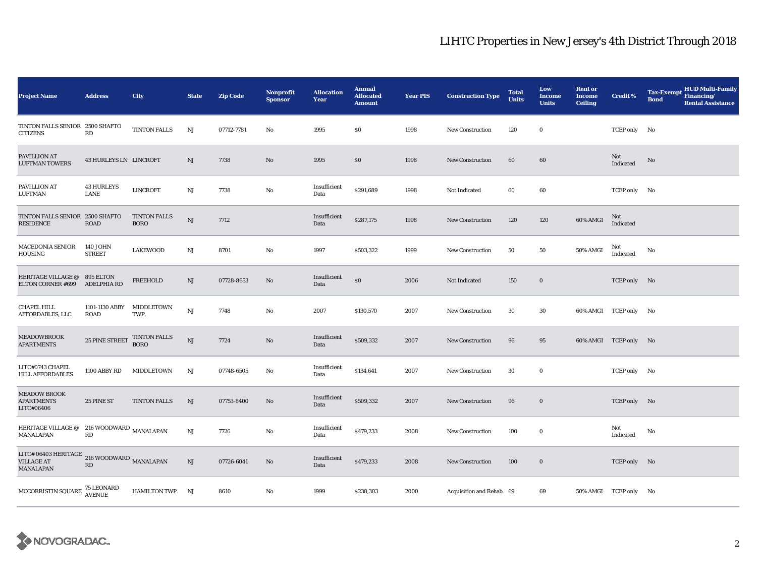# LIHTC Properties in New Jersey's 4th District Through 2018

| Project Name | Address | City | State | Zip Code | Nonprofit Sponsor | Allocation Year | Annual Allocated Amount | Year PIS | Construction Type | Total Units | Low Income Units | Rent or Income Ceiling | Credit % | Tax-Exempt Bond | HUD Multi-Family Financing/ Rental Assistance |
|---|---|---|---|---|---|---|---|---|---|---|---|---|---|---|---|
| TINTON FALLS SENIOR CITIZENS | 2500 SHAFTO RD | TINTON FALLS | NJ | 07712-7781 | No | 1995 | $0 | 1998 | New Construction | 120 | 0 | | TCEP only | No | |
| PAVILLION AT LUFTMAN TOWERS | 43 HURLEYS LN | LINCROFT | NJ | 7738 | No | 1995 | $0 | 1998 | New Construction | 60 | 60 | | Not Indicated | No | |
| PAVILLION AT LUFTMAN | 43 HURLEYS LANE | LINCROFT | NJ | 7738 | No | Insufficient Data | $291,689 | 1998 | Not Indicated | 60 | 60 | | TCEP only | No | |
| TINTON FALLS SENIOR RESIDENCE | 2500 SHAFTO ROAD | TINTON FALLS BORO | NJ | 7712 | | Insufficient Data | $287,175 | 1998 | New Construction | 120 | 120 | 60% AMGI | Not Indicated | | |
| MACEDONIA SENIOR HOUSING | 140 JOHN STREET | LAKEWOOD | NJ | 8701 | No | 1997 | $503,322 | 1999 | New Construction | 50 | 50 | 50% AMGI | Not Indicated | No | |
| HERITAGE VILLAGE @ ELTON CORNER #699 | 895 ELTON ADELPHIA RD | FREEHOLD | NJ | 07728-8653 | No | Insufficient Data | $0 | 2006 | Not Indicated | 150 | 0 | | TCEP only | No | |
| CHAPEL HILL AFFORDABLES, LLC | 1101-1130 ABBY ROAD | MIDDLETOWN TWP. | NJ | 7748 | No | 2007 | $130,570 | 2007 | New Construction | 30 | 30 | 60% AMGI | TCEP only | No | |
| MEADOWBROOK APARTMENTS | 25 PINE STREET | TINTON FALLS BORO | NJ | 7724 | No | Insufficient Data | $509,332 | 2007 | New Construction | 96 | 95 | 60% AMGI | TCEP only | No | |
| LITC#0743 CHAPEL HILL AFFORDABLES | 1100 ABBY RD | MIDDLETOWN | NJ | 07748-6505 | No | Insufficient Data | $134,641 | 2007 | New Construction | 30 | 0 | | TCEP only | No | |
| MEADOW BROOK APARTMENTS LITC#06406 | 25 PINE ST | TINTON FALLS | NJ | 07753-8400 | No | Insufficient Data | $509,332 | 2007 | New Construction | 96 | 0 | | TCEP only | No | |
| HERITAGE VILLAGE @ MANALAPAN | 216 WOODWARD RD | MANALAPAN | NJ | 7726 | No | Insufficient Data | $479,233 | 2008 | New Construction | 100 | 0 | | Not Indicated | No | |
| LITC# 06403 HERITAGE VILLAGE AT MANALAPAN | 216 WOODWARD RD | MANALAPAN | NJ | 07726-6041 | No | Insufficient Data | $479,233 | 2008 | New Construction | 100 | 0 | | TCEP only | No | |
| MCCORRISTIN SQUARE | 75 LEONARD AVENUE | HAMILTON TWP. | NJ | 8610 | No | 1999 | $238,303 | 2000 | Acquisition and Rehab | 69 | 69 | 50% AMGI | TCEP only | No | |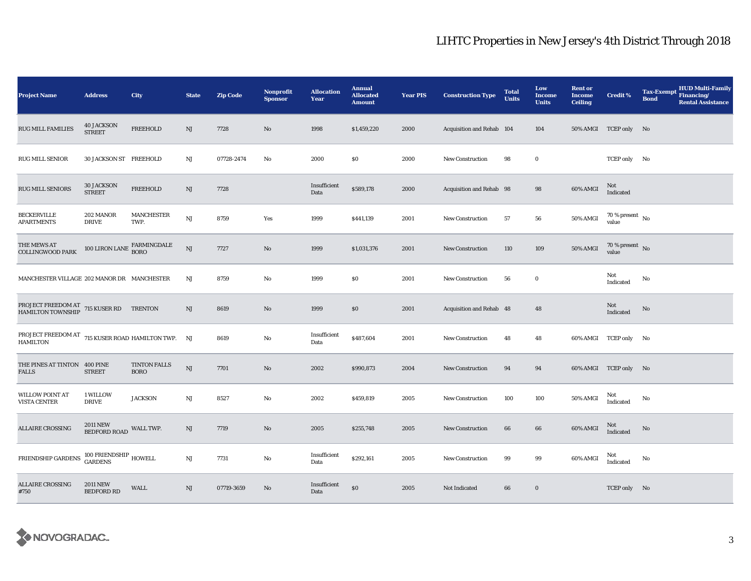# LIHTC Properties in New Jersey's 4th District Through 2018

| Project Name | Address | City | State | Zip Code | Nonprofit Sponsor | Allocation Year | Annual Allocated Amount | Year PIS | Construction Type | Total Units | Low Income Units | Rent or Income Ceiling | Credit % | Tax-Exempt Bond | HUD Multi-Family Financing/ Rental Assistance |
|---|---|---|---|---|---|---|---|---|---|---|---|---|---|---|---|
| RUG MILL FAMILIES | 40 JACKSON STREET | FREEHOLD | NJ | 7728 | No | 1998 | $1,459,220 | 2000 | Acquisition and Rehab | 104 | 104 | 50% AMGI | TCEP only | No | |
| RUG MILL SENIOR | 30 JACKSON ST | FREEHOLD | NJ | 07728-2474 | No | 2000 | $0 | 2000 | New Construction | 98 | 0 | | TCEP only | No | |
| RUG MILL SENIORS | 30 JACKSON STREET | FREEHOLD | NJ | 7728 | | Insufficient Data | $589,178 | 2000 | Acquisition and Rehab | 98 | 98 | 60% AMGI | Not Indicated | | |
| BECKERVILLE APARTMENTS | 202 MANOR DRIVE | MANCHESTER TWP. | NJ | 8759 | Yes | 1999 | $441,139 | 2001 | New Construction | 57 | 56 | 50% AMGI | 70 % present value | No | |
| THE MEWS AT COLLINGWOOD PARK | 100 LIRON LANE | FARMINGDALE BORO | NJ | 7727 | No | 1999 | $1,031,376 | 2001 | New Construction | 110 | 109 | 50% AMGI | 70 % present value | No | |
| MANCHESTER VILLAGE | 202 MANOR DR | MANCHESTER | NJ | 8759 | No | 1999 | $0 | 2001 | New Construction | 56 | 0 | | Not Indicated | No | |
| PROJECT FREEDOM AT HAMILTON TOWNSHIP | 715 KUSER RD | TRENTON | NJ | 8619 | No | 1999 | $0 | 2001 | Acquisition and Rehab | 48 | 48 | | Not Indicated | No | |
| PROJECT FREEDOM AT HAMILTON | 715 KUSER ROAD | HAMILTON TWP. | NJ | 8619 | No | Insufficient Data | $487,604 | 2001 | New Construction | 48 | 48 | 60% AMGI | TCEP only | No | |
| THE PINES AT TINTON FALLS | 400 PINE STREET | TINTON FALLS BORO | NJ | 7701 | No | 2002 | $990,873 | 2004 | New Construction | 94 | 94 | 60% AMGI | TCEP only | No | |
| WILLOW POINT AT VISTA CENTER | 1 WILLOW DRIVE | JACKSON | NJ | 8527 | No | 2002 | $459,819 | 2005 | New Construction | 100 | 100 | 50% AMGI | Not Indicated | No | |
| ALLAIRE CROSSING | 2011 NEW BEDFORD ROAD | WALL TWP. | NJ | 7719 | No | 2005 | $255,748 | 2005 | New Construction | 66 | 66 | 60% AMGI | Not Indicated | No | |
| FRIENDSHIP GARDENS | 100 FRIENDSHIP GARDENS | HOWELL | NJ | 7731 | No | Insufficient Data | $292,161 | 2005 | New Construction | 99 | 99 | 60% AMGI | Not Indicated | No | |
| ALLAIRE CROSSING #750 | 2011 NEW BEDFORD RD | WALL | NJ | 07719-3659 | No | Insufficient Data | $0 | 2005 | Not Indicated | 66 | 0 | | TCEP only | No | |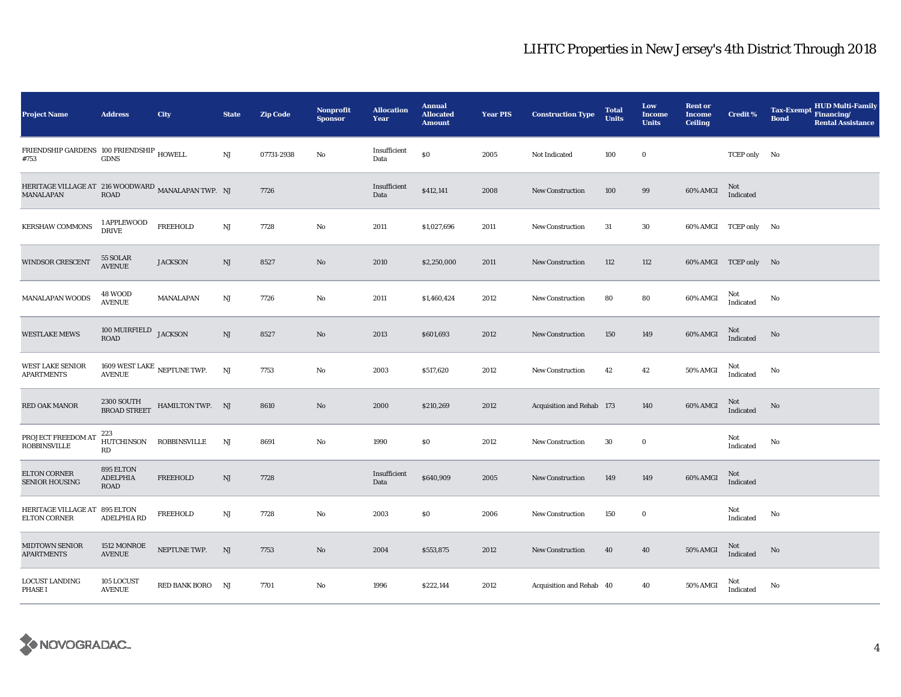# LIHTC Properties in New Jersey's 4th District Through 2018

| Project Name | Address | City | State | Zip Code | Nonprofit Sponsor | Allocation Year | Annual Allocated Amount | Year PIS | Construction Type | Total Units | Low Income Units | Rent or Income Ceiling | Credit % | Tax-Exempt Bond | HUD Multi-Family Financing/ Rental Assistance |
|---|---|---|---|---|---|---|---|---|---|---|---|---|---|---|---|
| FRIENDSHIP GARDENS #753 | 100 FRIENDSHIP GDNS | HOWELL | NJ | 07731-2938 | No | Insufficient Data | $0 | 2005 | Not Indicated | 100 | 0 | | TCEP only | No | |
| HERITAGE VILLAGE AT MANALAPAN | 216 WOODWARD ROAD | MANALAPAN TWP. | NJ | 7726 | | Insufficient Data | $412,141 | 2008 | New Construction | 100 | 99 | 60% AMGI | Not Indicated | | |
| KERSHAW COMMONS | 1 APPLEWOOD DRIVE | FREEHOLD | NJ | 7728 | No | 2011 | $1,027,696 | 2011 | New Construction | 31 | 30 | 60% AMGI | TCEP only | No | |
| WINDSOR CRESCENT | 55 SOLAR AVENUE | JACKSON | NJ | 8527 | No | 2010 | $2,250,000 | 2011 | New Construction | 112 | 112 | 60% AMGI | TCEP only | No | |
| MANALAPAN WOODS | 48 WOOD AVENUE | MANALAPAN | NJ | 7726 | No | 2011 | $1,460,424 | 2012 | New Construction | 80 | 80 | 60% AMGI | Not Indicated | No | |
| WESTLAKE MEWS | 100 MUIRFIELD ROAD | JACKSON | NJ | 8527 | No | 2013 | $601,693 | 2012 | New Construction | 150 | 149 | 60% AMGI | Not Indicated | No | |
| WEST LAKE SENIOR APARTMENTS | 1609 WEST LAKE AVENUE | NEPTUNE TWP. | NJ | 7753 | No | 2003 | $517,620 | 2012 | New Construction | 42 | 42 | 50% AMGI | Not Indicated | No | |
| RED OAK MANOR | 2300 SOUTH BROAD STREET | HAMILTON TWP. | NJ | 8610 | No | 2000 | $210,269 | 2012 | Acquisition and Rehab | 173 | 140 | 60% AMGI | Not Indicated | No | |
| PROJECT FREEDOM AT ROBBINSVILLE | 223 HUTCHINSON RD | ROBBINSVILLE | NJ | 8691 | No | 1990 | $0 | 2012 | New Construction | 30 | 0 | | Not Indicated | No | |
| ELTON CORNER SENIOR HOUSING | 895 ELTON ADELPHIA ROAD | FREEHOLD | NJ | 7728 | | Insufficient Data | $640,909 | 2005 | New Construction | 149 | 149 | 60% AMGI | Not Indicated | | |
| HERITAGE VILLAGE AT ELTON CORNER | 895 ELTON ADELPHIA RD | FREEHOLD | NJ | 7728 | No | 2003 | $0 | 2006 | New Construction | 150 | 0 | | Not Indicated | No | |
| MIDTOWN SENIOR APARTMENTS | 1512 MONROE AVENUE | NEPTUNE TWP. | NJ | 7753 | No | 2004 | $553,875 | 2012 | New Construction | 40 | 40 | 50% AMGI | Not Indicated | No | |
| LOCUST LANDING PHASE I | 105 LOCUST AVENUE | RED BANK BORO | NJ | 7701 | No | 1996 | $222,144 | 2012 | Acquisition and Rehab | 40 | 40 | 50% AMGI | Not Indicated | No | |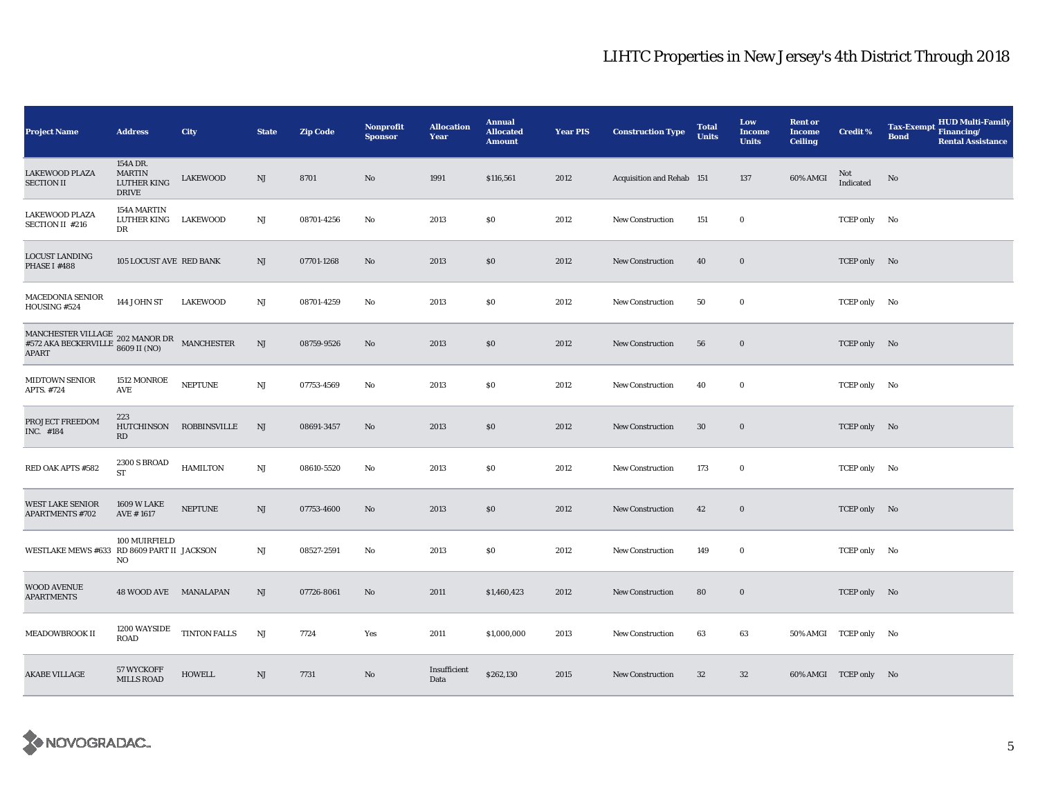# LIHTC Properties in New Jersey's 4th District Through 2018

| Project Name | Address | City | State | Zip Code | Nonprofit Sponsor | Allocation Year | Annual Allocated Amount | Year PIS | Construction Type | Total Units | Low Income Units | Rent or Income Ceiling | Credit % | Tax-Exempt Bond | HUD Multi-Family Financing/ Rental Assistance |
|---|---|---|---|---|---|---|---|---|---|---|---|---|---|---|---|
| LAKEWOOD PLAZA SECTION II | 154A DR. MARTIN LUTHER KING DRIVE | LAKEWOOD | NJ | 8701 | No | 1991 | $116,561 | 2012 | Acquisition and Rehab | 151 | 137 | 60% AMGI | Not Indicated | No | |
| LAKEWOOD PLAZA SECTION II #216 | 154A MARTIN LUTHER KING DR | LAKEWOOD | NJ | 08701-4256 | No | 2013 | $0 | 2012 | New Construction | 151 | 0 | | TCEP only | No | |
| LOCUST LANDING PHASE I #488 | 105 LOCUST AVE | RED BANK | NJ | 07701-1268 | No | 2013 | $0 | 2012 | New Construction | 40 | 0 | | TCEP only | No | |
| MACEDONIA SENIOR HOUSING #524 | 144 JOHN ST | LAKEWOOD | NJ | 08701-4259 | No | 2013 | $0 | 2012 | New Construction | 50 | 0 | | TCEP only | No | |
| MANCHESTER VILLAGE #572 AKA BECKERVILLE APART | 202 MANOR DR 8609 II (NO) | MANCHESTER | NJ | 08759-9526 | No | 2013 | $0 | 2012 | New Construction | 56 | 0 | | TCEP only | No | |
| MIDTOWN SENIOR APTS. #724 | 1512 MONROE AVE | NEPTUNE | NJ | 07753-4569 | No | 2013 | $0 | 2012 | New Construction | 40 | 0 | | TCEP only | No | |
| PROJECT FREEDOM INC. #184 | 223 HUTCHINSON RD | ROBBINSVILLE | NJ | 08691-3457 | No | 2013 | $0 | 2012 | New Construction | 30 | 0 | | TCEP only | No | |
| RED OAK APTS #582 | 2300 S BROAD ST | HAMILTON | NJ | 08610-5520 | No | 2013 | $0 | 2012 | New Construction | 173 | 0 | | TCEP only | No | |
| WEST LAKE SENIOR APARTMENTS #702 | 1609 W LAKE AVE # 1617 | NEPTUNE | NJ | 07753-4600 | No | 2013 | $0 | 2012 | New Construction | 42 | 0 | | TCEP only | No | |
| WESTLAKE MEWS #633 | 100 MUIRFIELD RD 8609 PART II NO | JACKSON | NJ | 08527-2591 | No | 2013 | $0 | 2012 | New Construction | 149 | 0 | | TCEP only | No | |
| WOOD AVENUE APARTMENTS | 48 WOOD AVE | MANALAPAN | NJ | 07726-8061 | No | 2011 | $1,460,423 | 2012 | New Construction | 80 | 0 | | TCEP only | No | |
| MEADOWBROOK II | 1200 WAYSIDE ROAD | TINTON FALLS | NJ | 7724 | Yes | 2011 | $1,000,000 | 2013 | New Construction | 63 | 63 | 50% AMGI | TCEP only | No | |
| AKABE VILLAGE | 57 WYCKOFF MILLS ROAD | HOWELL | NJ | 7731 | No | Insufficient Data | $262,130 | 2015 | New Construction | 32 | 32 | 60% AMGI | TCEP only | No | |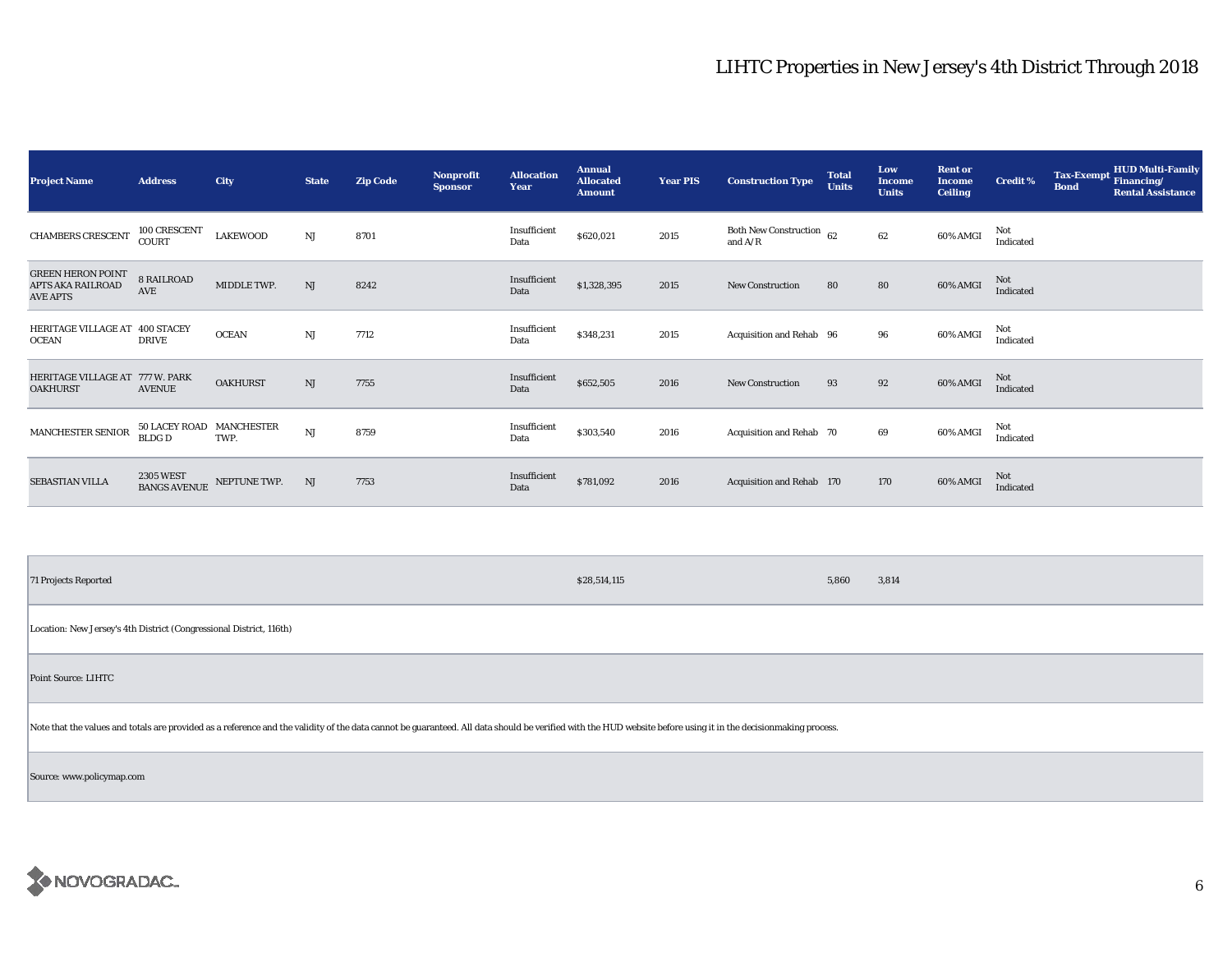# LIHTC Properties in New Jersey's 4th District Through 2018

| Project Name | Address | City | State | Zip Code | Nonprofit Sponsor | Allocation Year | Annual Allocated Amount | Year PIS | Construction Type | Total Units | Low Income Units | Rent or Income Ceiling | Credit % | Tax-Exempt Bond | HUD Multi-Family Financing/ Rental Assistance |
|---|---|---|---|---|---|---|---|---|---|---|---|---|---|---|---|
| CHAMBERS CRESCENT | 100 CRESCENT COURT | LAKEWOOD | NJ | 8701 | | Insufficient Data | $620,021 | 2015 | Both New Construction and A/R | 62 | 62 | 60% AMGI | Not Indicated | | |
| GREEN HERON POINT APTS AKA RAILROAD AVE APTS | 8 RAILROAD AVE | MIDDLE TWP. | NJ | 8242 | | Insufficient Data | $1,328,395 | 2015 | New Construction | 80 | 80 | 60% AMGI | Not Indicated | | |
| HERITAGE VILLAGE AT OCEAN | 400 STACEY DRIVE | OCEAN | NJ | 7712 | | Insufficient Data | $348,231 | 2015 | Acquisition and Rehab | 96 | 96 | 60% AMGI | Not Indicated | | |
| HERITAGE VILLAGE AT OAKHURST | 777 W. PARK AVENUE | OAKHURST | NJ | 7755 | | Insufficient Data | $652,505 | 2016 | New Construction | 93 | 92 | 60% AMGI | Not Indicated | | |
| MANCHESTER SENIOR | 50 LACEY ROAD BLDG D | MANCHESTER TWP. | NJ | 8759 | | Insufficient Data | $303,540 | 2016 | Acquisition and Rehab | 70 | 69 | 60% AMGI | Not Indicated | | |
| SEBASTIAN VILLA | 2305 WEST BANGS AVENUE | NEPTUNE TWP. | NJ | 7753 | | Insufficient Data | $781,092 | 2016 | Acquisition and Rehab | 170 | 170 | 60% AMGI | Not Indicated | | |

| | | | |
|---|---|---|---|
| 71 Projects Reported | $28,514,115 | 5,860 | 3,814 |

Location: New Jersey's 4th District (Congressional District, 116th)

Point Source: LIHTC

Note that the values and totals are provided as a reference and the validity of the data cannot be guaranteed. All data should be verified with the HUD website before using it in the decisionmaking process.

Source: www.policymap.com